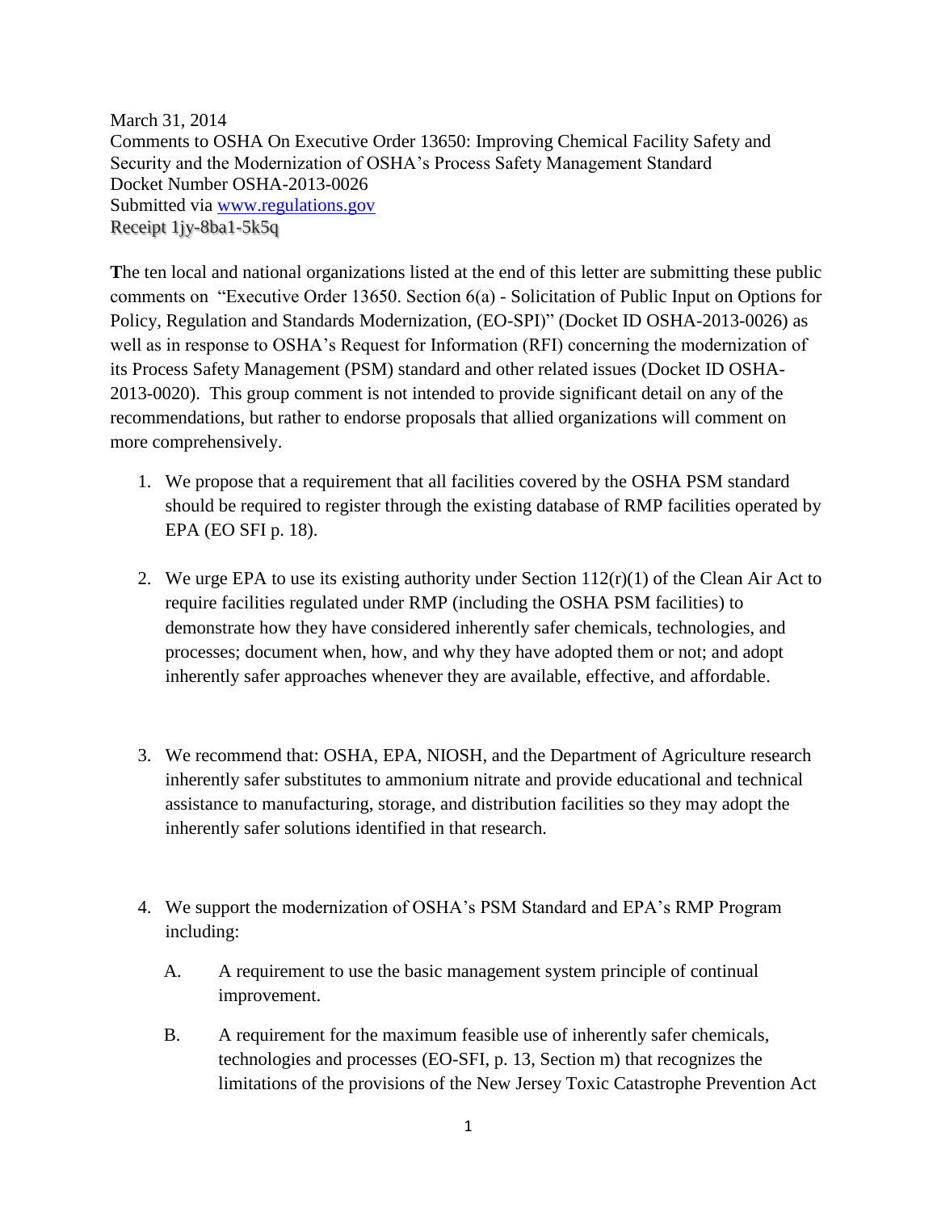March 31, 2014
Comments to OSHA On Executive Order 13650: Improving Chemical Facility Safety and Security and the Modernization of OSHA's Process Safety Management Standard
Docket Number OSHA-2013-0026
Submitted via www.regulations.gov
Receipt 1jy-8ba1-5k5q

**T**he ten local and national organizations listed at the end of this letter are submitting these public comments on "Executive Order 13650. Section 6(a) - Solicitation of Public Input on Options for Policy, Regulation and Standards Modernization, (EO-SPI)" (Docket ID OSHA-2013-0026) as well as in response to OSHA's Request for Information (RFI) concerning the modernization of its Process Safety Management (PSM) standard and other related issues (Docket ID OSHA-2013-0020). This group comment is not intended to provide significant detail on any of the recommendations, but rather to endorse proposals that allied organizations will comment on more comprehensively.

1. We propose that a requirement that all facilities covered by the OSHA PSM standard should be required to register through the existing database of RMP facilities operated by EPA (EO SFI p. 18).

2. We urge EPA to use its existing authority under Section 112(r)(1) of the Clean Air Act to require facilities regulated under RMP (including the OSHA PSM facilities) to demonstrate how they have considered inherently safer chemicals, technologies, and processes; document when, how, and why they have adopted them or not; and adopt inherently safer approaches whenever they are available, effective, and affordable.

3. We recommend that: OSHA, EPA, NIOSH, and the Department of Agriculture research inherently safer substitutes to ammonium nitrate and provide educational and technical assistance to manufacturing, storage, and distribution facilities so they may adopt the inherently safer solutions identified in that research.

4. We support the modernization of OSHA's PSM Standard and EPA's RMP Program including:

   A. A requirement to use the basic management system principle of continual improvement.

   B. A requirement for the maximum feasible use of inherently safer chemicals, technologies and processes (EO-SFI, p. 13, Section m) that recognizes the limitations of the provisions of the New Jersey Toxic Catastrophe Prevention Act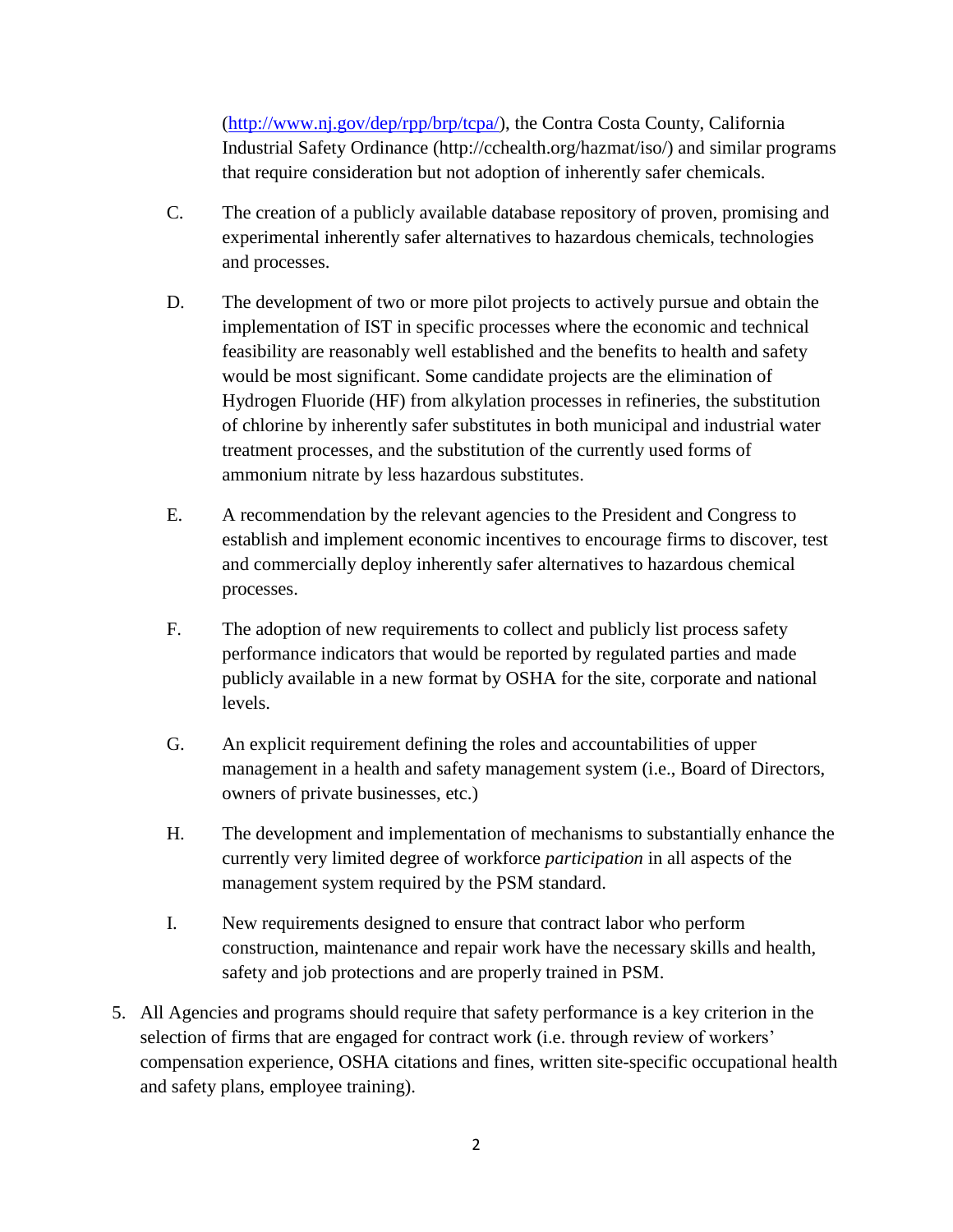(http://www.nj.gov/dep/rpp/brp/tcpa/), the Contra Costa County, California Industrial Safety Ordinance (http://cchealth.org/hazmat/iso/) and similar programs that require consideration but not adoption of inherently safer chemicals.

C. The creation of a publicly available database repository of proven, promising and experimental inherently safer alternatives to hazardous chemicals, technologies and processes.

D. The development of two or more pilot projects to actively pursue and obtain the implementation of IST in specific processes where the economic and technical feasibility are reasonably well established and the benefits to health and safety would be most significant. Some candidate projects are the elimination of Hydrogen Fluoride (HF) from alkylation processes in refineries, the substitution of chlorine by inherently safer substitutes in both municipal and industrial water treatment processes, and the substitution of the currently used forms of ammonium nitrate by less hazardous substitutes.

E. A recommendation by the relevant agencies to the President and Congress to establish and implement economic incentives to encourage firms to discover, test and commercially deploy inherently safer alternatives to hazardous chemical processes.

F. The adoption of new requirements to collect and publicly list process safety performance indicators that would be reported by regulated parties and made publicly available in a new format by OSHA for the site, corporate and national levels.

G. An explicit requirement defining the roles and accountabilities of upper management in a health and safety management system (i.e., Board of Directors, owners of private businesses, etc.)

H. The development and implementation of mechanisms to substantially enhance the currently very limited degree of workforce *participation* in all aspects of the management system required by the PSM standard.

I. New requirements designed to ensure that contract labor who perform construction, maintenance and repair work have the necessary skills and health, safety and job protections and are properly trained in PSM.

5. All Agencies and programs should require that safety performance is a key criterion in the selection of firms that are engaged for contract work (i.e. through review of workers' compensation experience, OSHA citations and fines, written site-specific occupational health and safety plans, employee training).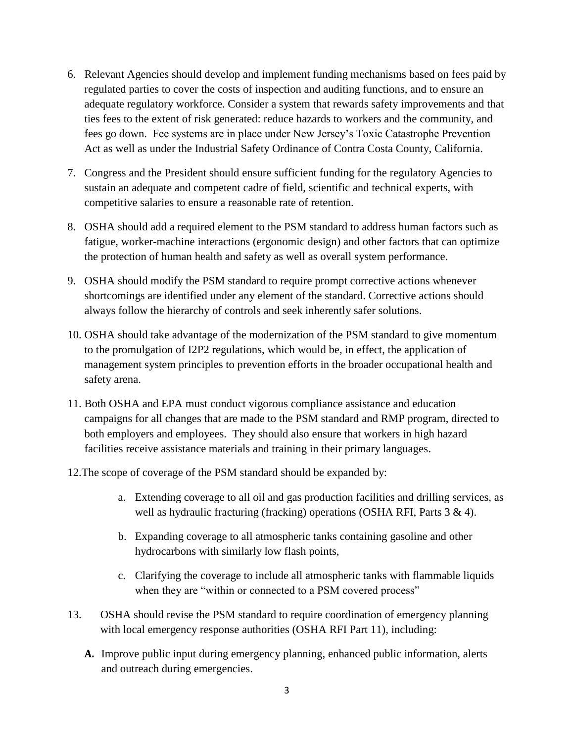6. Relevant Agencies should develop and implement funding mechanisms based on fees paid by regulated parties to cover the costs of inspection and auditing functions, and to ensure an adequate regulatory workforce. Consider a system that rewards safety improvements and that ties fees to the extent of risk generated: reduce hazards to workers and the community, and fees go down. Fee systems are in place under New Jersey's Toxic Catastrophe Prevention Act as well as under the Industrial Safety Ordinance of Contra Costa County, California.

7. Congress and the President should ensure sufficient funding for the regulatory Agencies to sustain an adequate and competent cadre of field, scientific and technical experts, with competitive salaries to ensure a reasonable rate of retention.

8. OSHA should add a required element to the PSM standard to address human factors such as fatigue, worker-machine interactions (ergonomic design) and other factors that can optimize the protection of human health and safety as well as overall system performance.

9. OSHA should modify the PSM standard to require prompt corrective actions whenever shortcomings are identified under any element of the standard. Corrective actions should always follow the hierarchy of controls and seek inherently safer solutions.

10. OSHA should take advantage of the modernization of the PSM standard to give momentum to the promulgation of I2P2 regulations, which would be, in effect, the application of management system principles to prevention efforts in the broader occupational health and safety arena.

11. Both OSHA and EPA must conduct vigorous compliance assistance and education campaigns for all changes that are made to the PSM standard and RMP program, directed to both employers and employees. They should also ensure that workers in high hazard facilities receive assistance materials and training in their primary languages.

12. The scope of coverage of the PSM standard should be expanded by:

    a. Extending coverage to all oil and gas production facilities and drilling services, as well as hydraulic fracturing (fracking) operations (OSHA RFI, Parts 3 & 4).

    b. Expanding coverage to all atmospheric tanks containing gasoline and other hydrocarbons with similarly low flash points,

    c. Clarifying the coverage to include all atmospheric tanks with flammable liquids when they are "within or connected to a PSM covered process"

13. OSHA should revise the PSM standard to require coordination of emergency planning with local emergency response authorities (OSHA RFI Part 11), including:

    **A.** Improve public input during emergency planning, enhanced public information, alerts and outreach during emergencies.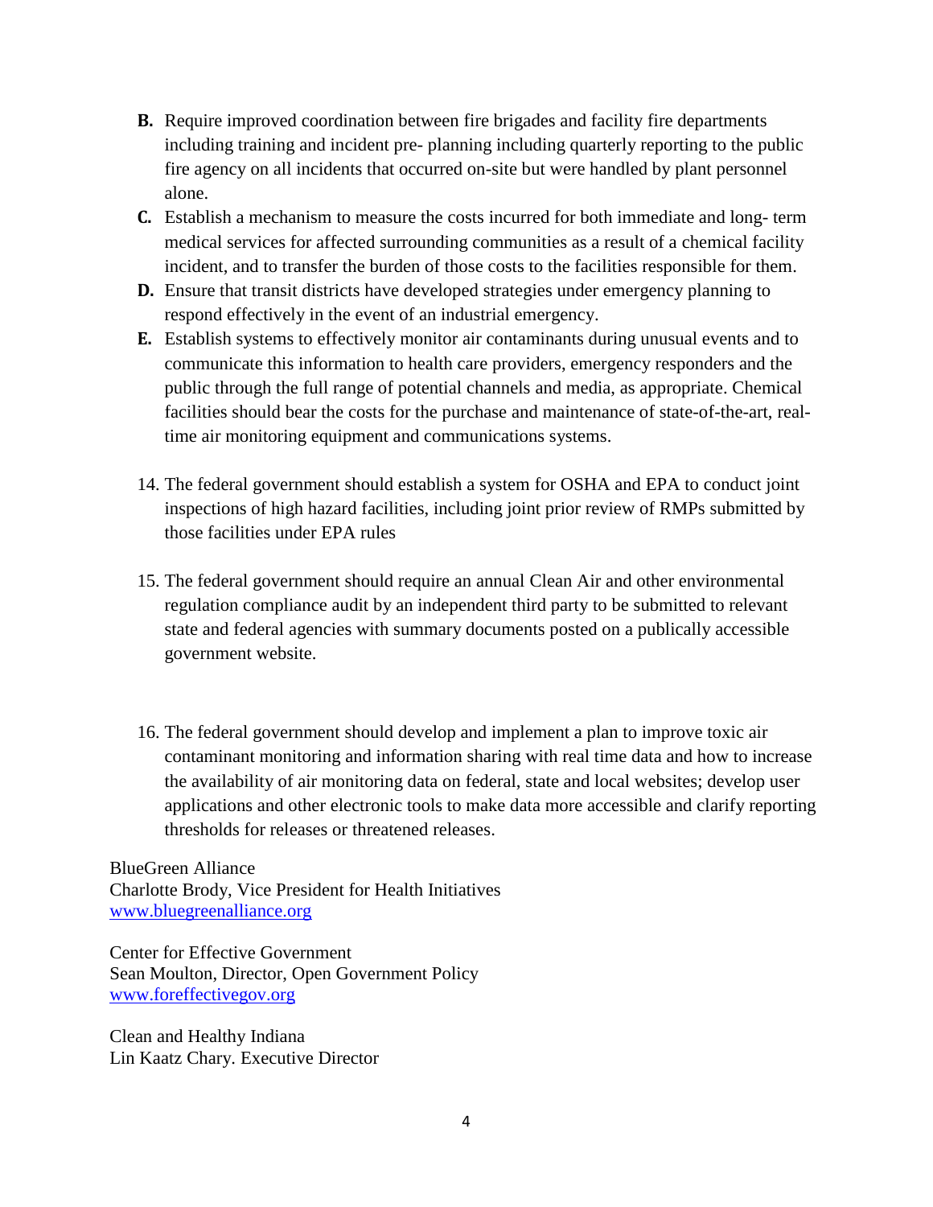**B.** Require improved coordination between fire brigades and facility fire departments including training and incident pre- planning including quarterly reporting to the public fire agency on all incidents that occurred on-site but were handled by plant personnel alone.

**C.** Establish a mechanism to measure the costs incurred for both immediate and long- term medical services for affected surrounding communities as a result of a chemical facility incident, and to transfer the burden of those costs to the facilities responsible for them.

**D.** Ensure that transit districts have developed strategies under emergency planning to respond effectively in the event of an industrial emergency.

**E.** Establish systems to effectively monitor air contaminants during unusual events and to communicate this information to health care providers, emergency responders and the public through the full range of potential channels and media, as appropriate. Chemical facilities should bear the costs for the purchase and maintenance of state-of-the-art, real-time air monitoring equipment and communications systems.

14. The federal government should establish a system for OSHA and EPA to conduct joint inspections of high hazard facilities, including joint prior review of RMPs submitted by those facilities under EPA rules

15. The federal government should require an annual Clean Air and other environmental regulation compliance audit by an independent third party to be submitted to relevant state and federal agencies with summary documents posted on a publically accessible government website.

16. The federal government should develop and implement a plan to improve toxic air contaminant monitoring and information sharing with real time data and how to increase the availability of air monitoring data on federal, state and local websites; develop user applications and other electronic tools to make data more accessible and clarify reporting thresholds for releases or threatened releases.

BlueGreen Alliance
Charlotte Brody, Vice President for Health Initiatives
www.bluegreenalliance.org

Center for Effective Government
Sean Moulton, Director, Open Government Policy
www.foreffectivegov.org

Clean and Healthy Indiana
Lin Kaatz Chary. Executive Director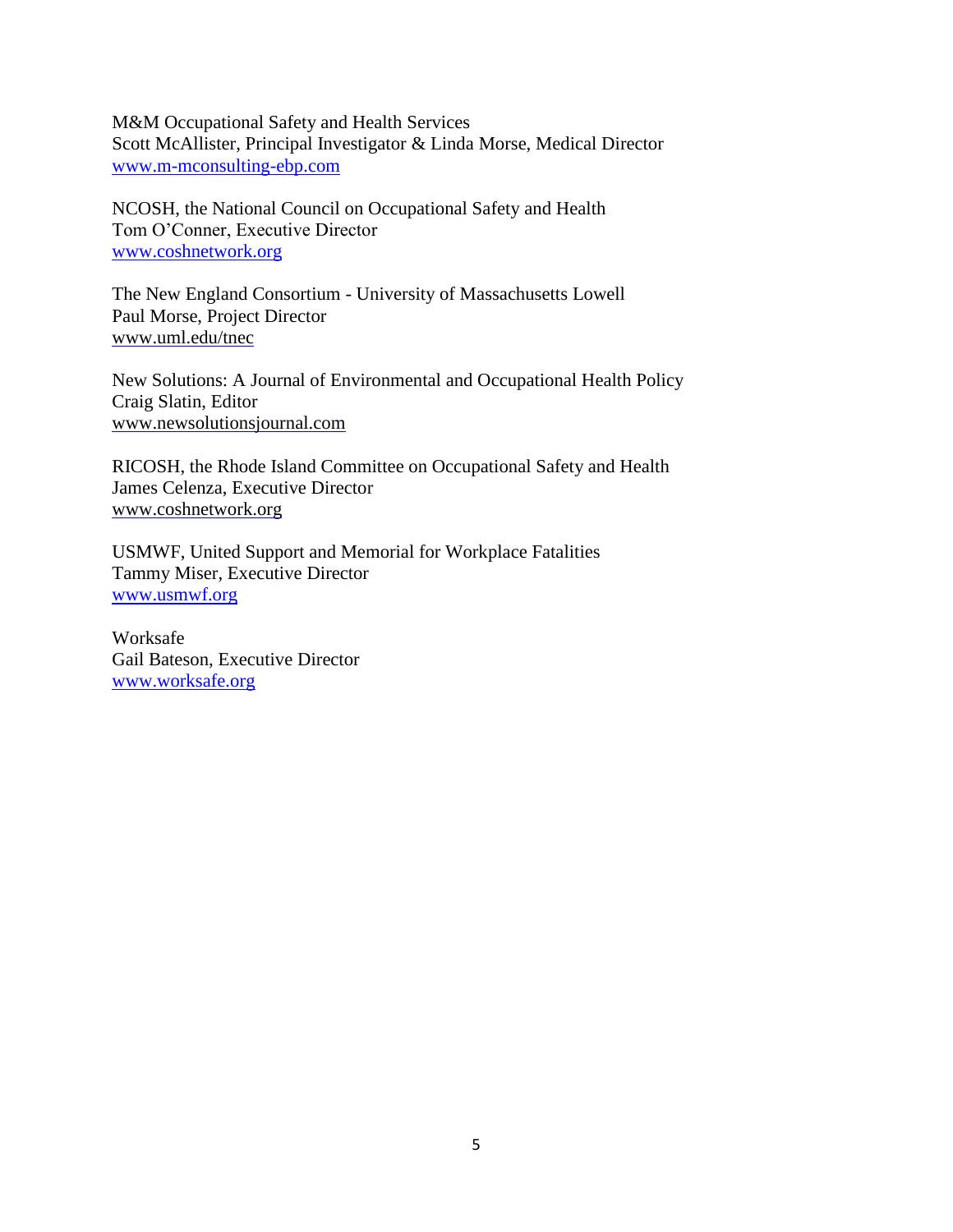M&M Occupational Safety and Health Services
Scott McAllister, Principal Investigator & Linda Morse, Medical Director
www.m-mconsulting-ebp.com

NCOSH, the National Council on Occupational Safety and Health
Tom O'Conner, Executive Director
www.coshnetwork.org

The New England Consortium - University of Massachusetts Lowell
Paul Morse, Project Director
www.uml.edu/tnec

New Solutions: A Journal of Environmental and Occupational Health Policy
Craig Slatin, Editor
www.newsolutionsjournal.com

RICOSH, the Rhode Island Committee on Occupational Safety and Health
James Celenza, Executive Director
www.coshnetwork.org

USMWF, United Support and Memorial for Workplace Fatalities
Tammy Miser, Executive Director
www.usmwf.org

Worksafe
Gail Bateson, Executive Director
www.worksafe.org